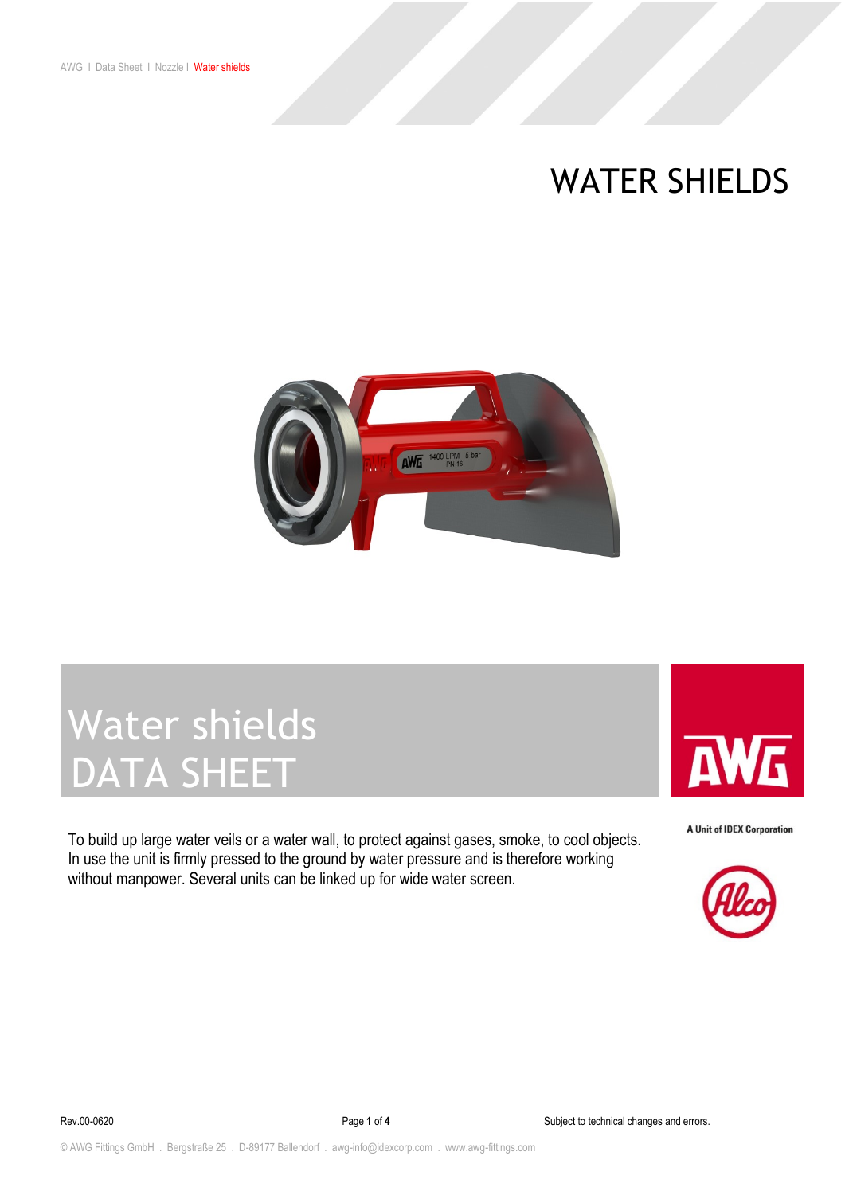# WATER SHIELDS

## Water shields DATA SHEET

To build up large water veils or a water wall, to protect against gases, smoke, to cool objects. In use the unit is firmly pressed to the ground by water pressure and is therefore working without manpower. Several units can be linked up for wide water screen.

A Unit of IDEX Corporation

Rev.00-0620

Subject to technical changes and errors.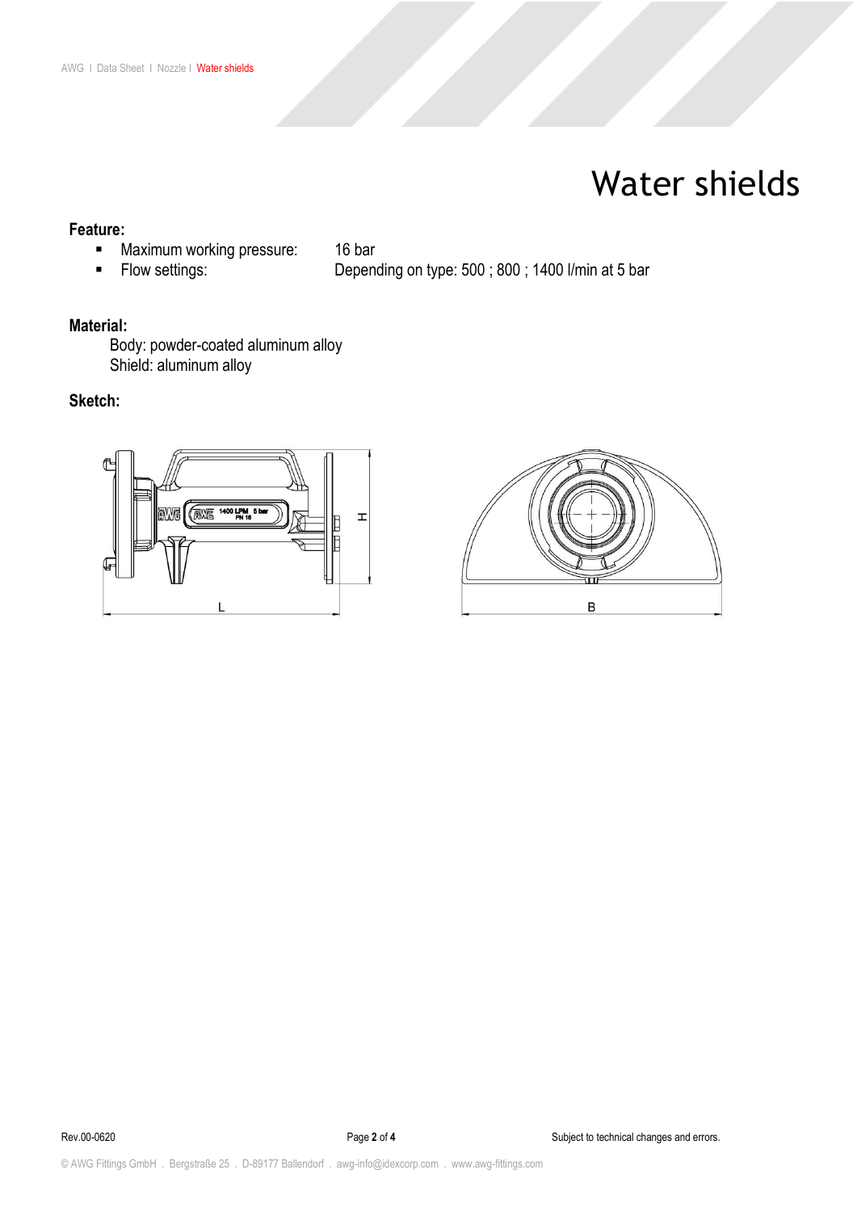# Water shields

**Feature:**

- Maximum working pressure: 16 bar
- Flow settings: Depending on type: 500 ; 800 ; 1400 l/min at 5 bar

**Material:**

Body: powder-coated aluminum alloy
Shield: aluminum alloy

**Sketch:**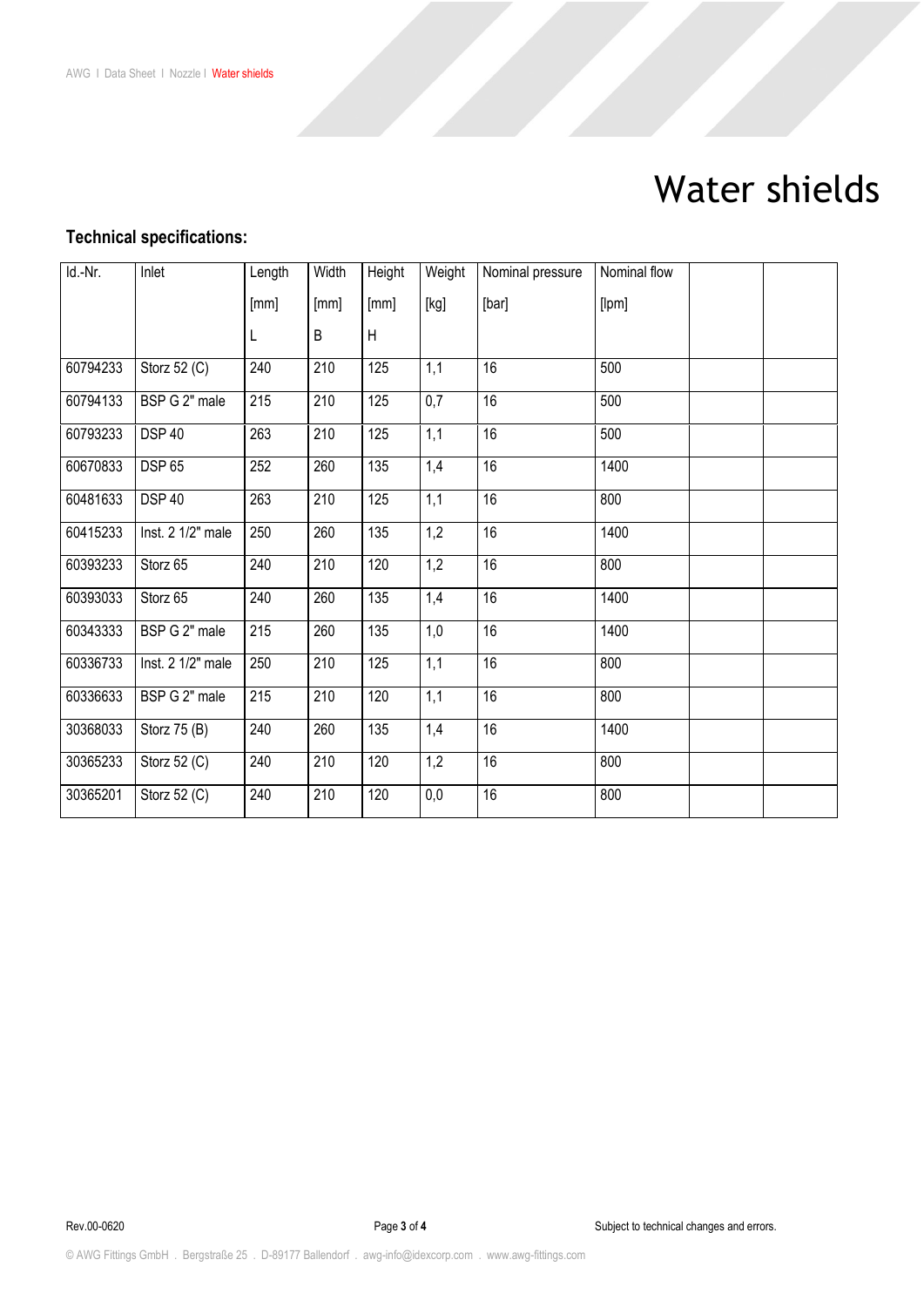# Water shields

**Technical specifications:**

| Id.-Nr. | Inlet | Length [mm] L | Width [mm] B | Height [mm] H | Weight [kg] | Nominal pressure [bar] | Nominal flow [lpm] | | |
|---|---|---|---|---|---|---|---|---|---|
| 60794233 | Storz 52 (C) | 240 | 210 | 125 | 1,1 | 16 | 500 | | |
| 60794133 | BSP G 2" male | 215 | 210 | 125 | 0,7 | 16 | 500 | | |
| 60793233 | DSP 40 | 263 | 210 | 125 | 1,1 | 16 | 500 | | |
| 60670833 | DSP 65 | 252 | 260 | 135 | 1,4 | 16 | 1400 | | |
| 60481633 | DSP 40 | 263 | 210 | 125 | 1,1 | 16 | 800 | | |
| 60415233 | Inst. 2 1/2" male | 250 | 260 | 135 | 1,2 | 16 | 1400 | | |
| 60393233 | Storz 65 | 240 | 210 | 120 | 1,2 | 16 | 800 | | |
| 60393033 | Storz 65 | 240 | 260 | 135 | 1,4 | 16 | 1400 | | |
| 60343333 | BSP G 2" male | 215 | 260 | 135 | 1,0 | 16 | 1400 | | |
| 60336733 | Inst. 2 1/2" male | 250 | 210 | 125 | 1,1 | 16 | 800 | | |
| 60336633 | BSP G 2" male | 215 | 210 | 120 | 1,1 | 16 | 800 | | |
| 30368033 | Storz 75 (B) | 240 | 260 | 135 | 1,4 | 16 | 1400 | | |
| 30365233 | Storz 52 (C) | 240 | 210 | 120 | 1,2 | 16 | 800 | | |
| 30365201 | Storz 52 (C) | 240 | 210 | 120 | 0,0 | 16 | 800 | | |

Rev.00-0620

Subject to technical changes and errors.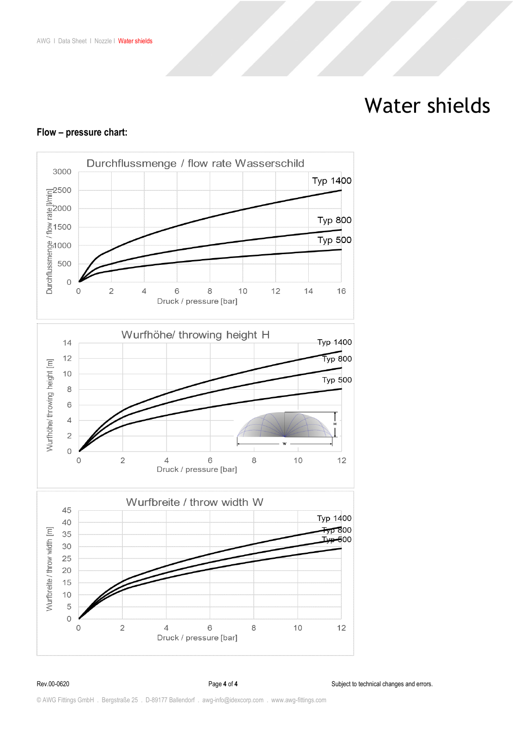# Water shields

**Flow – pressure chart:**

Durchflussmenge / flow rate Wasserschild

Durchflussmenge / flow rate [l/min]

3000
2500
2000
1500
1000
500
0

0 2 4 6 8 10 12 14 16

Druck / pressure [bar]

Typ 1400
Typ 800
Typ 500

Wurfhöhe/ throwing height H

Wurfhöhe/ throwing height [m]

14
12
10
8
6
4
2
0

0 2 4 6 8 10 12

Druck / pressure [bar]

Typ 1400
Typ 800
Typ 500

H
W

Wurfbreite / throw width W

Wurfbreite / throw width [m]

45
40
35
30
25
20
15
10
5
0

0 2 4 6 8 10 12

Druck / pressure [bar]

Typ 1400
Typ 800
Typ 500

Rev.00-0620

Subject to technical changes and errors.

© AWG Fittings GmbH . Bergstraße 25 . D-89177 Ballendorf . awg-info@idexcorp.com . www.awg-fittings.com